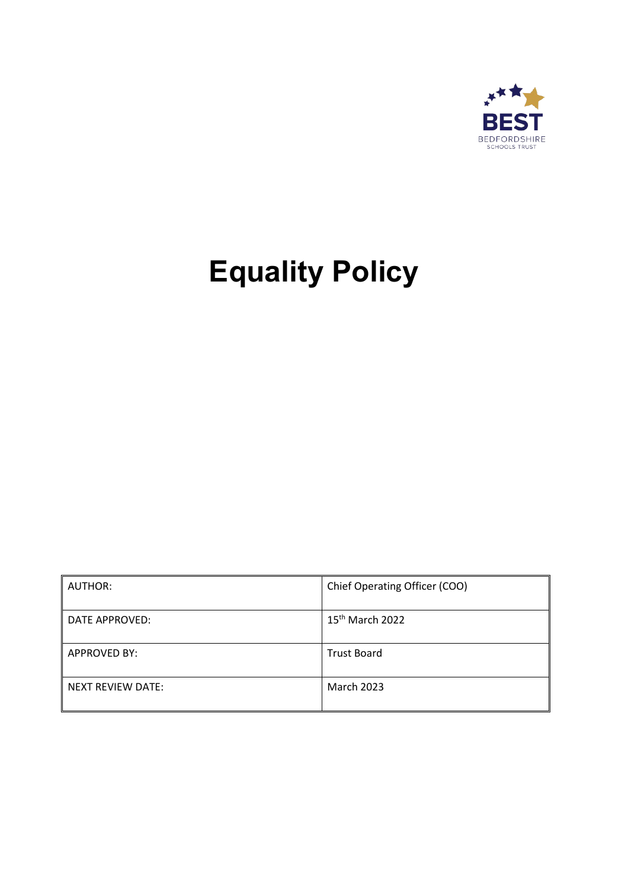BEST
BEDFORDSHIRE
SCHOOLS TRUST

# Equality Policy

| AUTHOR: | Chief Operating Officer (COO) |
| --- | --- |
| DATE APPROVED: | 15th March 2022 |
| APPROVED BY: | Trust Board |
| NEXT REVIEW DATE: | March 2023 |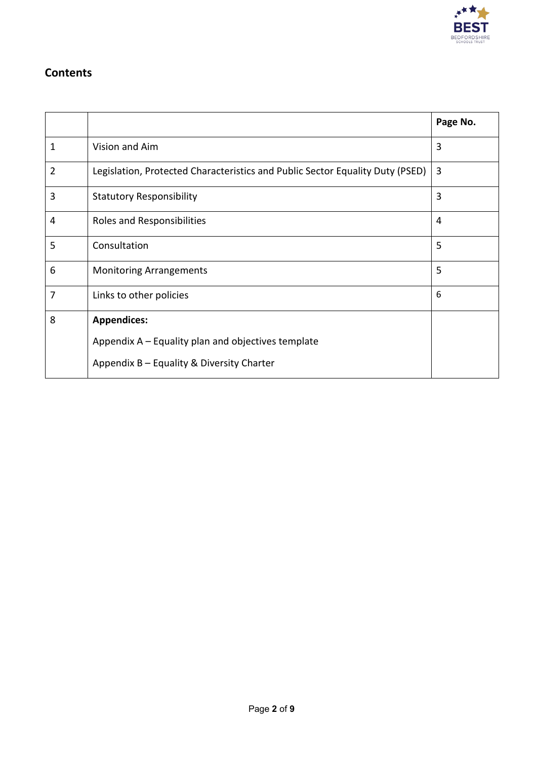## Contents

| | | Page No. |
|---|---|---|
| 1 | Vision and Aim | 3 |
| 2 | Legislation, Protected Characteristics and Public Sector Equality Duty (PSED) | 3 |
| 3 | Statutory Responsibility | 3 |
| 4 | Roles and Responsibilities | 4 |
| 5 | Consultation | 5 |
| 6 | Monitoring Arrangements | 5 |
| 7 | Links to other policies | 6 |
| 8 | **Appendices:**<br>Appendix A – Equality plan and objectives template<br>Appendix B – Equality & Diversity Charter | |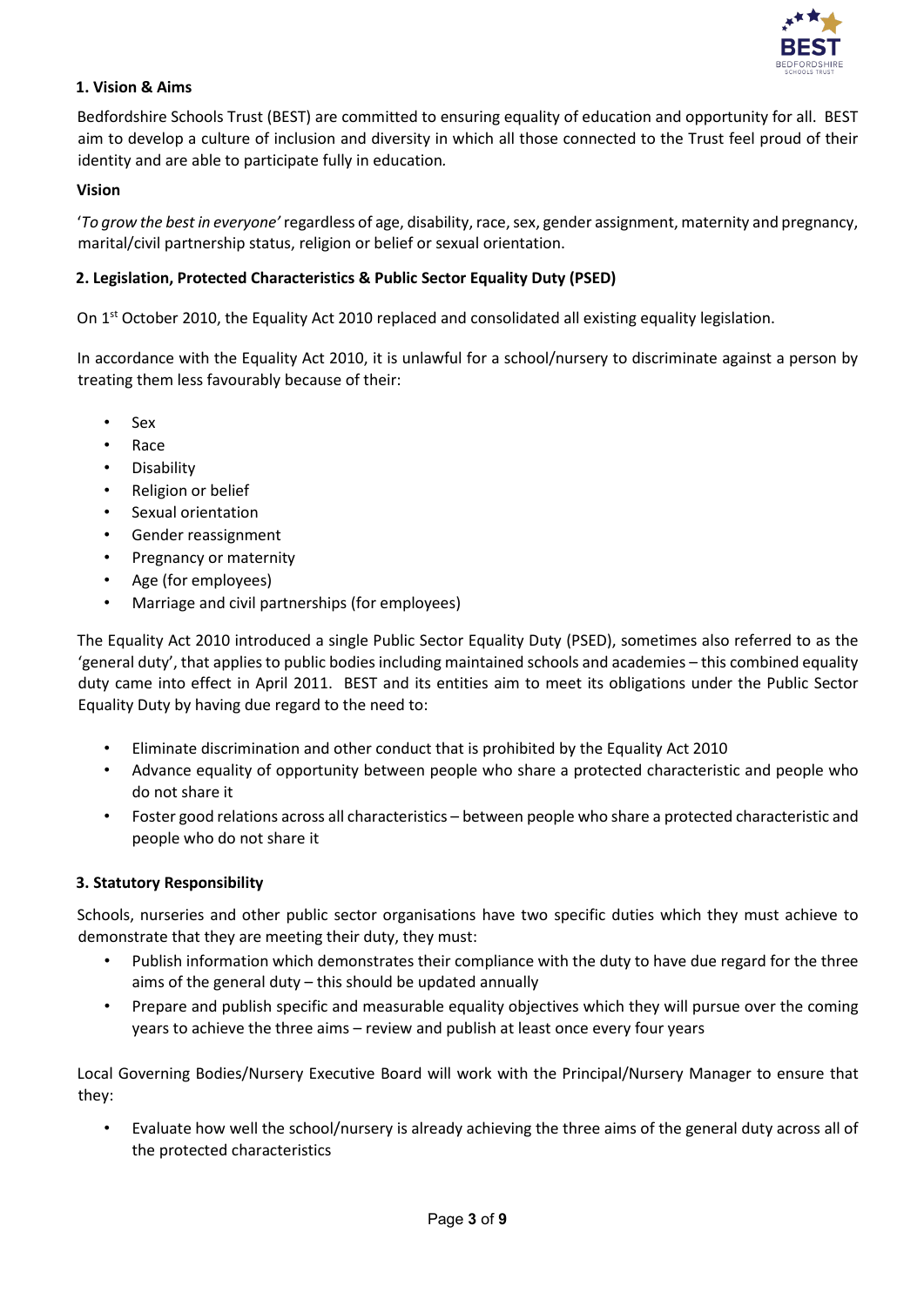## 1. Vision & Aims

Bedfordshire Schools Trust (BEST) are committed to ensuring equality of education and opportunity for all. BEST aim to develop a culture of inclusion and diversity in which all those connected to the Trust feel proud of their identity and are able to participate fully in education.

**Vision**

'*To grow the best in everyone'* regardless of age, disability, race, sex, gender assignment, maternity and pregnancy, marital/civil partnership status, religion or belief or sexual orientation.

## 2. Legislation, Protected Characteristics & Public Sector Equality Duty (PSED)

On 1st October 2010, the Equality Act 2010 replaced and consolidated all existing equality legislation.

In accordance with the Equality Act 2010, it is unlawful for a school/nursery to discriminate against a person by treating them less favourably because of their:

- Sex
- Race
- Disability
- Religion or belief
- Sexual orientation
- Gender reassignment
- Pregnancy or maternity
- Age (for employees)
- Marriage and civil partnerships (for employees)

The Equality Act 2010 introduced a single Public Sector Equality Duty (PSED), sometimes also referred to as the 'general duty', that applies to public bodies including maintained schools and academies – this combined equality duty came into effect in April 2011. BEST and its entities aim to meet its obligations under the Public Sector Equality Duty by having due regard to the need to:

- Eliminate discrimination and other conduct that is prohibited by the Equality Act 2010
- Advance equality of opportunity between people who share a protected characteristic and people who do not share it
- Foster good relations across all characteristics – between people who share a protected characteristic and people who do not share it

## 3. Statutory Responsibility

Schools, nurseries and other public sector organisations have two specific duties which they must achieve to demonstrate that they are meeting their duty, they must:

- Publish information which demonstrates their compliance with the duty to have due regard for the three aims of the general duty – this should be updated annually
- Prepare and publish specific and measurable equality objectives which they will pursue over the coming years to achieve the three aims – review and publish at least once every four years

Local Governing Bodies/Nursery Executive Board will work with the Principal/Nursery Manager to ensure that they:

- Evaluate how well the school/nursery is already achieving the three aims of the general duty across all of the protected characteristics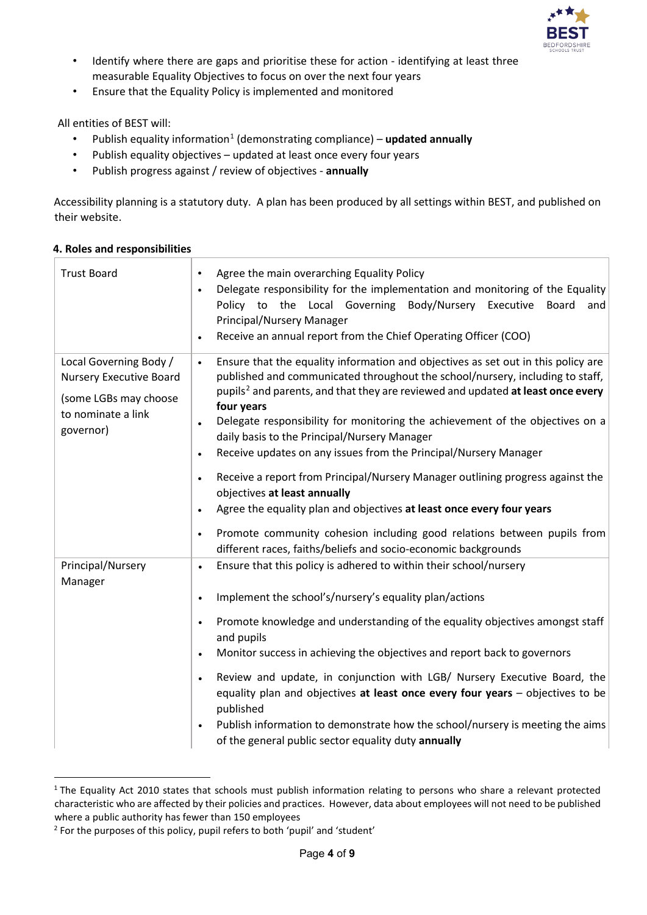- Identify where there are gaps and prioritise these for action - identifying at least three measurable Equality Objectives to focus on over the next four years
- Ensure that the Equality Policy is implemented and monitored

All entities of BEST will:

- Publish equality information[1] (demonstrating compliance) – **updated annually**
- Publish equality objectives – updated at least once every four years
- Publish progress against / review of objectives - **annually**

Accessibility planning is a statutory duty. A plan has been produced by all settings within BEST, and published on their website.

#### 4. Roles and responsibilities

| | |
|---|---|
| Trust Board | • Agree the main overarching Equality Policy<br>• Delegate responsibility for the implementation and monitoring of the Equality Policy to the Local Governing Body/Nursery Executive Board and Principal/Nursery Manager<br>• Receive an annual report from the Chief Operating Officer (COO) |
| Local Governing Body / Nursery Executive Board<br><br>(some LGBs may choose to nominate a link governor) | • Ensure that the equality information and objectives as set out in this policy are published and communicated throughout the school/nursery, including to staff, pupils[2] and parents, and that they are reviewed and updated **at least once every four years**<br>• Delegate responsibility for monitoring the achievement of the objectives on a daily basis to the Principal/Nursery Manager<br>• Receive updates on any issues from the Principal/Nursery Manager<br>• Receive a report from Principal/Nursery Manager outlining progress against the objectives **at least annually**<br>• Agree the equality plan and objectives **at least once every four years**<br>• Promote community cohesion including good relations between pupils from different races, faiths/beliefs and socio-economic backgrounds |
| Principal/Nursery Manager | • Ensure that this policy is adhered to within their school/nursery<br>• Implement the school's/nursery's equality plan/actions<br>• Promote knowledge and understanding of the equality objectives amongst staff and pupils<br>• Monitor success in achieving the objectives and report back to governors<br>• Review and update, in conjunction with LGB/ Nursery Executive Board, the equality plan and objectives **at least once every four years** – objectives to be published<br>• Publish information to demonstrate how the school/nursery is meeting the aims of the general public sector equality duty **annually** |

[1] The Equality Act 2010 states that schools must publish information relating to persons who share a relevant protected characteristic who are affected by their policies and practices. However, data about employees will not need to be published where a public authority has fewer than 150 employees

[2] For the purposes of this policy, pupil refers to both 'pupil' and 'student'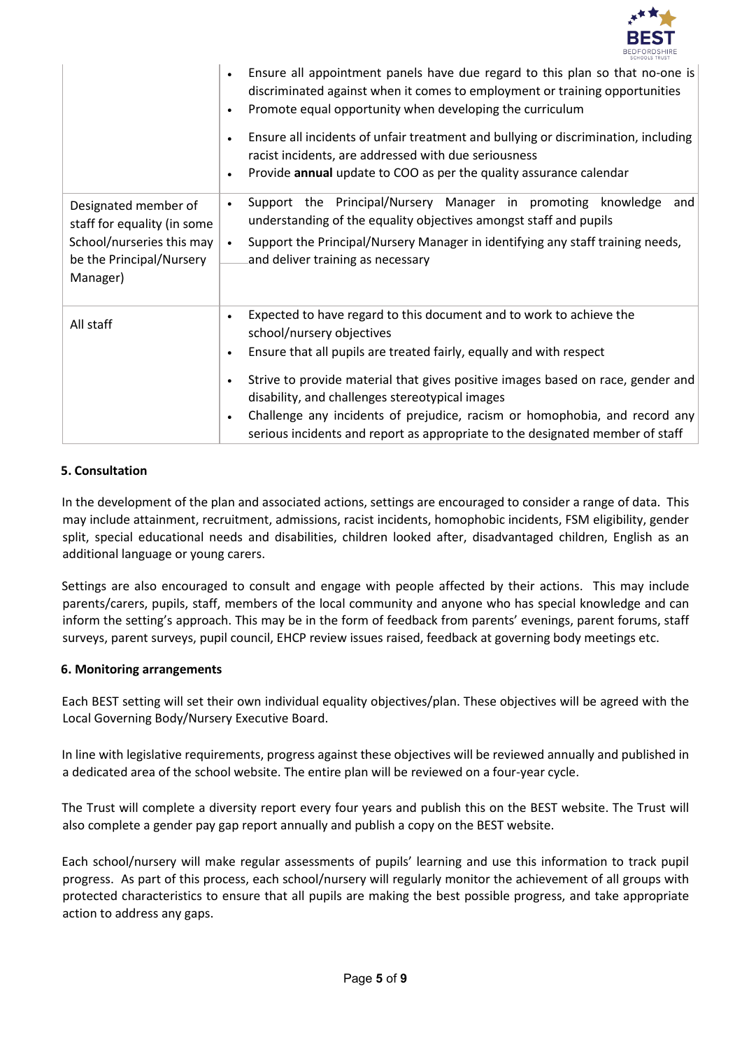| | |
|---|---|
| | • Ensure all appointment panels have due regard to this plan so that no-one is discriminated against when it comes to employment or training opportunities<br>• Promote equal opportunity when developing the curriculum<br>• Ensure all incidents of unfair treatment and bullying or discrimination, including racist incidents, are addressed with due seriousness<br>• Provide **annual** update to COO as per the quality assurance calendar |
| Designated member of staff for equality (in some School/nurseries this may be the Principal/Nursery Manager) | • Support the Principal/Nursery Manager in promoting knowledge and understanding of the equality objectives amongst staff and pupils<br>• Support the Principal/Nursery Manager in identifying any staff training needs, and deliver training as necessary |
| All staff | • Expected to have regard to this document and to work to achieve the school/nursery objectives<br>• Ensure that all pupils are treated fairly, equally and with respect<br>• Strive to provide material that gives positive images based on race, gender and disability, and challenges stereotypical images<br>• Challenge any incidents of prejudice, racism or homophobia, and record any serious incidents and report as appropriate to the designated member of staff |

## 5. Consultation

In the development of the plan and associated actions, settings are encouraged to consider a range of data. This may include attainment, recruitment, admissions, racist incidents, homophobic incidents, FSM eligibility, gender split, special educational needs and disabilities, children looked after, disadvantaged children, English as an additional language or young carers.

Settings are also encouraged to consult and engage with people affected by their actions. This may include parents/carers, pupils, staff, members of the local community and anyone who has special knowledge and can inform the setting's approach. This may be in the form of feedback from parents' evenings, parent forums, staff surveys, parent surveys, pupil council, EHCP review issues raised, feedback at governing body meetings etc.

## 6. Monitoring arrangements

Each BEST setting will set their own individual equality objectives/plan. These objectives will be agreed with the Local Governing Body/Nursery Executive Board.

In line with legislative requirements, progress against these objectives will be reviewed annually and published in a dedicated area of the school website. The entire plan will be reviewed on a four-year cycle.

The Trust will complete a diversity report every four years and publish this on the BEST website. The Trust will also complete a gender pay gap report annually and publish a copy on the BEST website.

Each school/nursery will make regular assessments of pupils' learning and use this information to track pupil progress. As part of this process, each school/nursery will regularly monitor the achievement of all groups with protected characteristics to ensure that all pupils are making the best possible progress, and take appropriate action to address any gaps.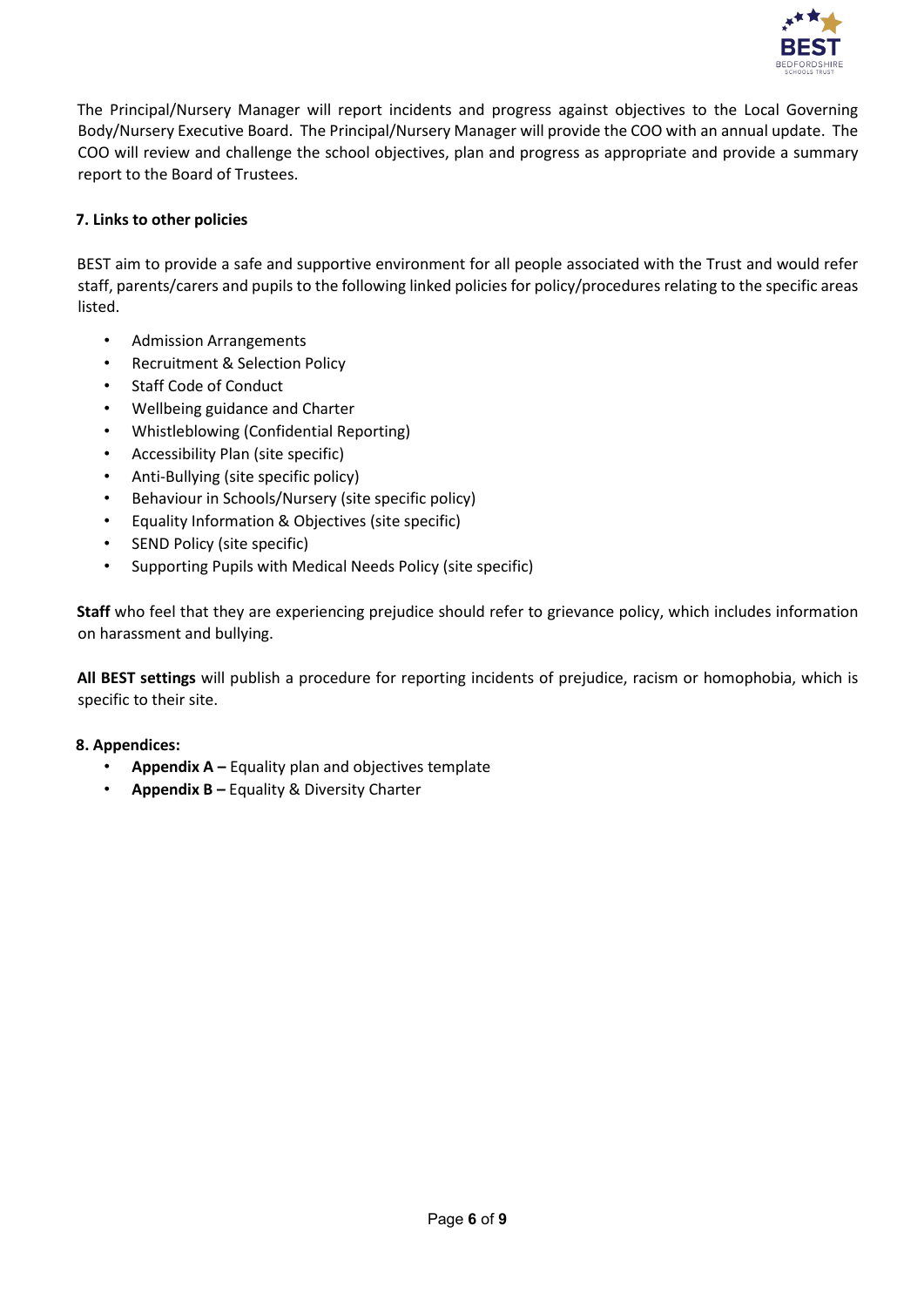The Principal/Nursery Manager will report incidents and progress against objectives to the Local Governing Body/Nursery Executive Board. The Principal/Nursery Manager will provide the COO with an annual update. The COO will review and challenge the school objectives, plan and progress as appropriate and provide a summary report to the Board of Trustees.

## 7. Links to other policies

BEST aim to provide a safe and supportive environment for all people associated with the Trust and would refer staff, parents/carers and pupils to the following linked policies for policy/procedures relating to the specific areas listed.

- Admission Arrangements
- Recruitment & Selection Policy
- Staff Code of Conduct
- Wellbeing guidance and Charter
- Whistleblowing (Confidential Reporting)
- Accessibility Plan (site specific)
- Anti-Bullying (site specific policy)
- Behaviour in Schools/Nursery (site specific policy)
- Equality Information & Objectives (site specific)
- SEND Policy (site specific)
- Supporting Pupils with Medical Needs Policy (site specific)

**Staff** who feel that they are experiencing prejudice should refer to grievance policy, which includes information on harassment and bullying.

**All BEST settings** will publish a procedure for reporting incidents of prejudice, racism or homophobia, which is specific to their site.

## 8. Appendices:

- **Appendix A –** Equality plan and objectives template
- **Appendix B –** Equality & Diversity Charter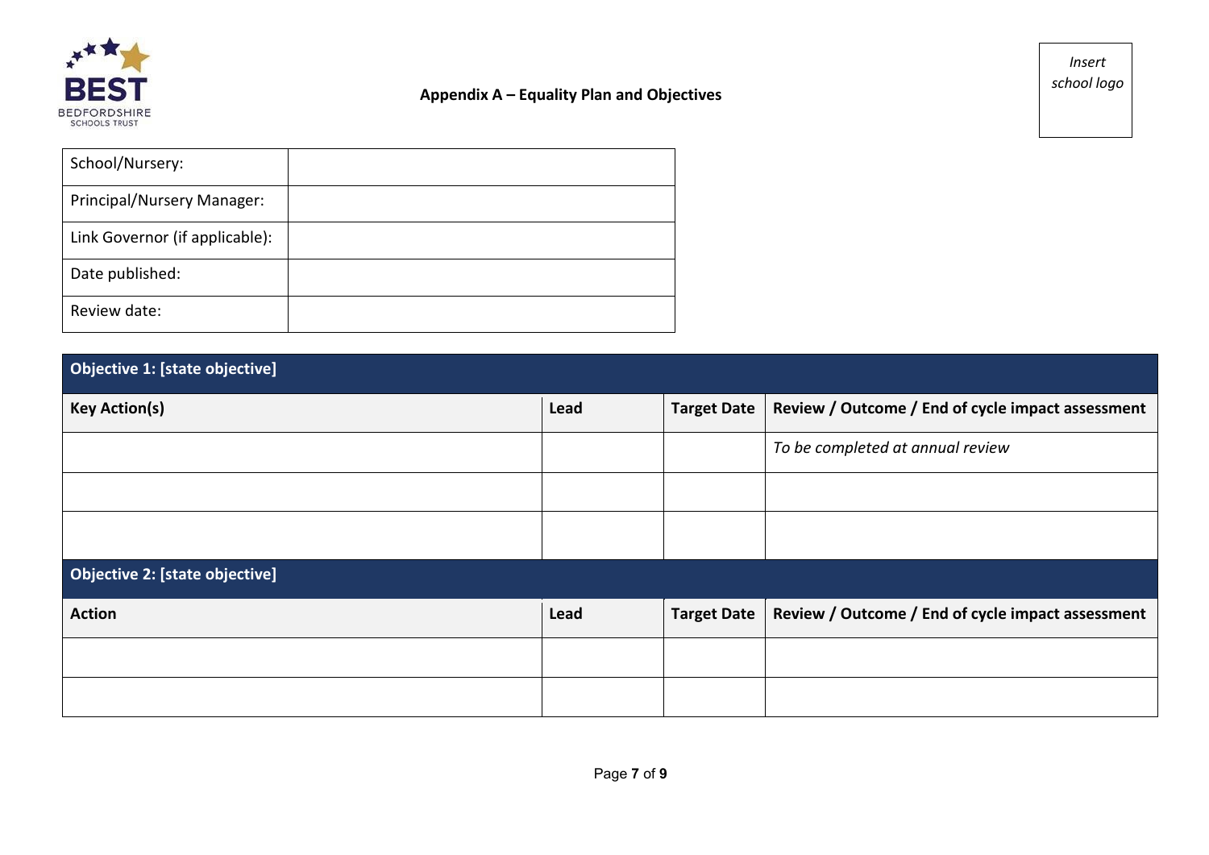BEST
BEDFORDSHIRE
SCHOOLS TRUST

## Appendix A – Equality Plan and Objectives

*Insert school logo*

| School/Nursery: | |
| --- | --- |
| Principal/Nursery Manager: | |
| Link Governor (if applicable): | |
| Date published: | |
| Review date: | |

| **Objective 1: [state objective]** | | | |
| --- | --- | --- | --- |
| **Key Action(s)** | **Lead** | **Target Date** | **Review / Outcome / End of cycle impact assessment** |
| | | | *To be completed at annual review* |
| | | | |
| | | | |
| **Objective 2: [state objective]** | | | |
| **Action** | **Lead** | **Target Date** | **Review / Outcome / End of cycle impact assessment** |
| | | | |
| | | | |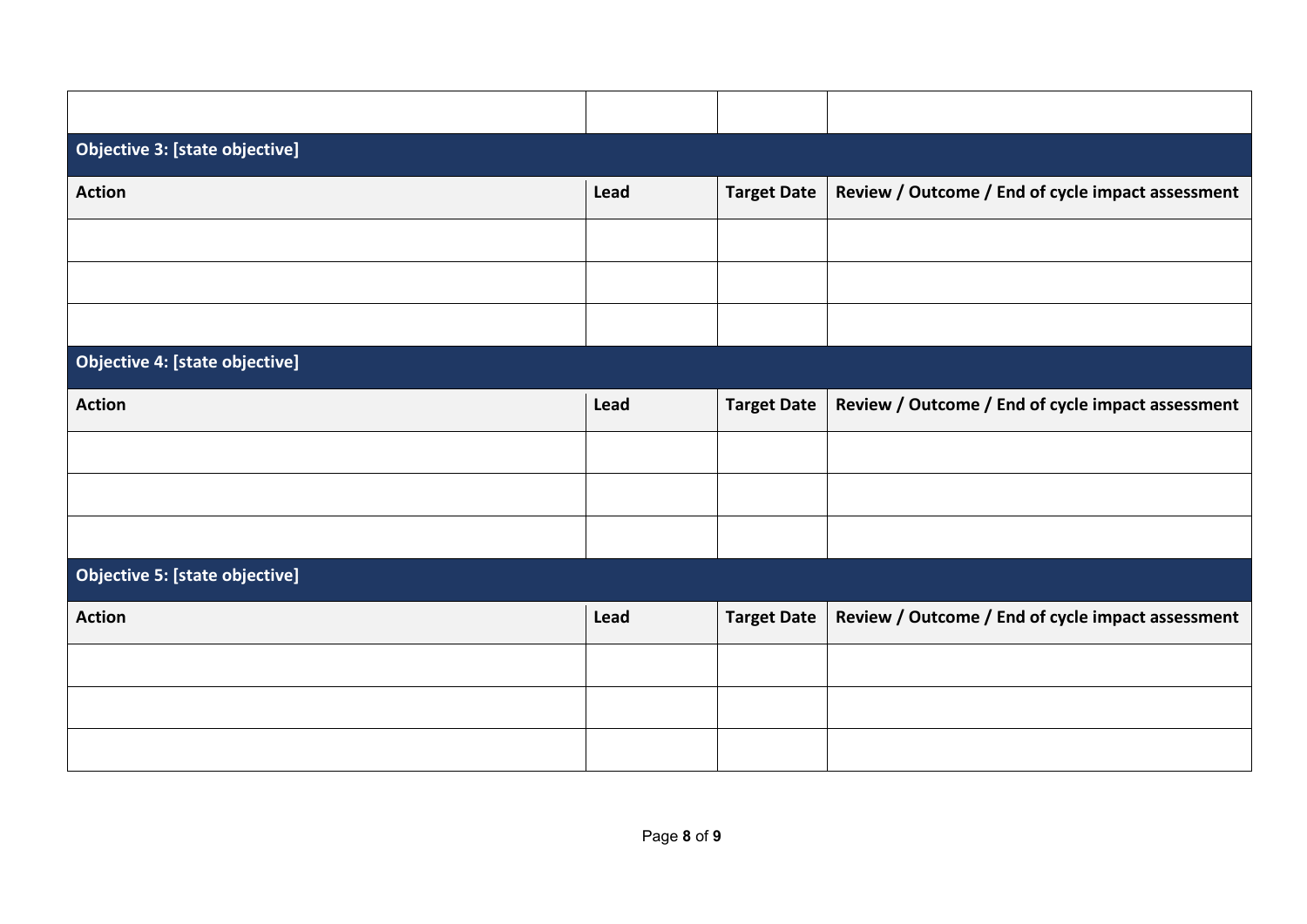| | | | |
|---|---|---|---|
| | | | |
| **Objective 3: [state objective]** | | | |
| **Action** | **Lead** | **Target Date** | **Review / Outcome / End of cycle impact assessment** |
| | | | |
| | | | |
| | | | |
| **Objective 4: [state objective]** | | | |
| **Action** | **Lead** | **Target Date** | **Review / Outcome / End of cycle impact assessment** |
| | | | |
| | | | |
| | | | |
| **Objective 5: [state objective]** | | | |
| **Action** | **Lead** | **Target Date** | **Review / Outcome / End of cycle impact assessment** |
| | | | |
| | | | |
| | | | |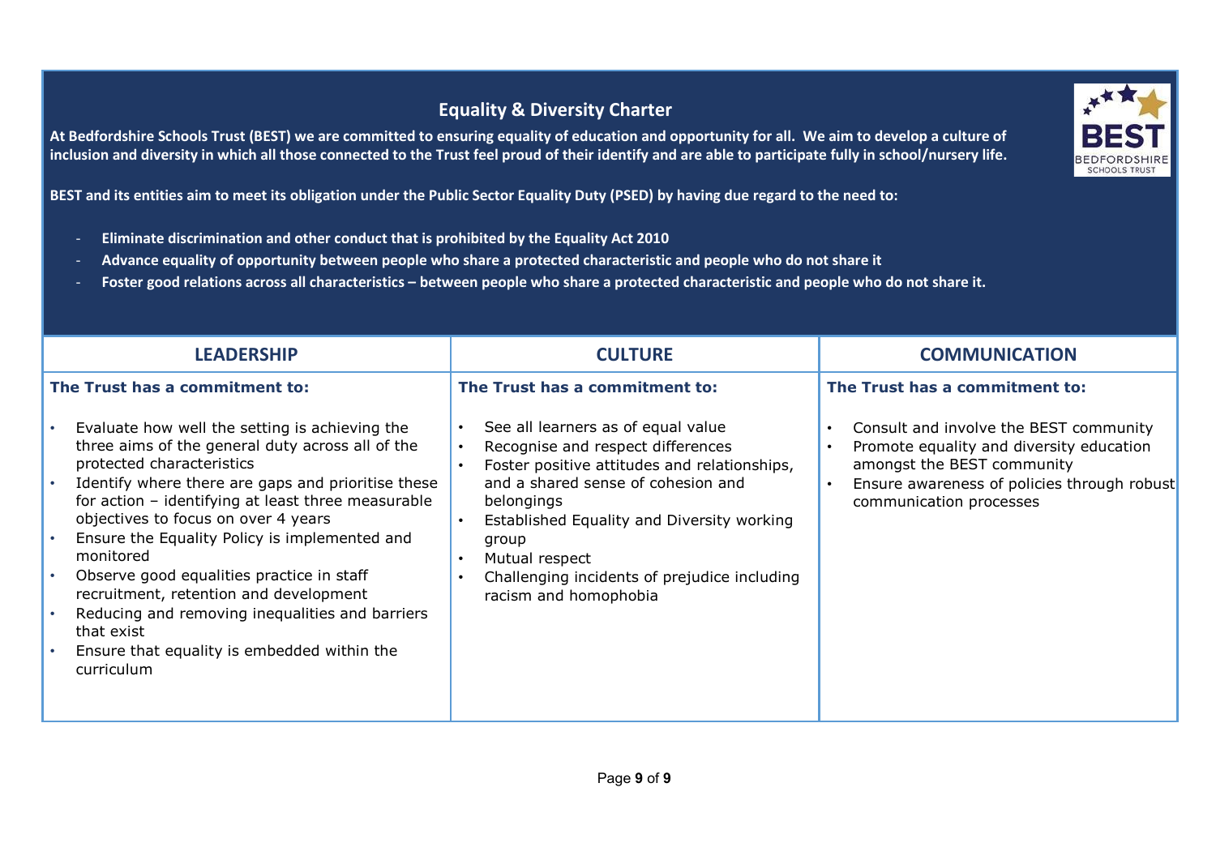## Equality & Diversity Charter

**At Bedfordshire Schools Trust (BEST) we are committed to ensuring equality of education and opportunity for all. We aim to develop a culture of inclusion and diversity in which all those connected to the Trust feel proud of their identify and are able to participate fully in school/nursery life.**

**BEST and its entities aim to meet its obligation under the Public Sector Equality Duty (PSED) by having due regard to the need to:**

- **Eliminate discrimination and other conduct that is prohibited by the Equality Act 2010**
- **Advance equality of opportunity between people who share a protected characteristic and people who do not share it**
- **Foster good relations across all characteristics – between people who share a protected characteristic and people who do not share it.**

| LEADERSHIP | CULTURE | COMMUNICATION |
|---|---|---|
| **The Trust has a commitment to:**<br>• Evaluate how well the setting is achieving the three aims of the general duty across all of the protected characteristics<br>• Identify where there are gaps and prioritise these for action – identifying at least three measurable objectives to focus on over 4 years<br>• Ensure the Equality Policy is implemented and monitored<br>• Observe good equalities practice in staff recruitment, retention and development<br>• Reducing and removing inequalities and barriers that exist<br>• Ensure that equality is embedded within the curriculum | **The Trust has a commitment to:**<br>• See all learners as of equal value<br>• Recognise and respect differences<br>• Foster positive attitudes and relationships, and a shared sense of cohesion and belongings<br>• Established Equality and Diversity working group<br>• Mutual respect<br>• Challenging incidents of prejudice including racism and homophobia | **The Trust has a commitment to:**<br>• Consult and involve the BEST community<br>• Promote equality and diversity education amongst the BEST community<br>• Ensure awareness of policies through robust communication processes |